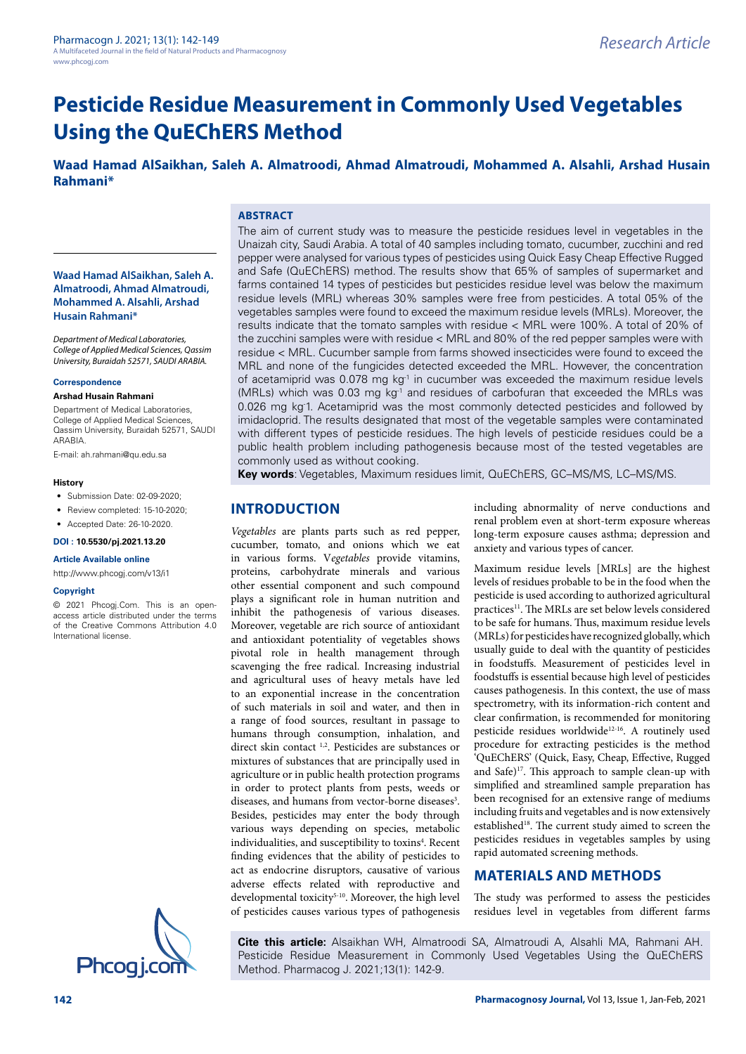# Pesticide Residue Measurement in Commonly Used Vegetables Using the QuEChERS Method

**Waad Hamad AlSaikhan, Saleh A. Almatroodi, Ahmad Almatroudi, Mohammed A. Alsahli, Arshad Husain Rahmani***

**Waad Hamad AlSaikhan, Saleh A. Almatroodi, Ahmad Almatroudi, Mohammed A. Alsahli, Arshad Husain Rahmani***

*Department of Medical Laboratories, College of Applied Medical Sciences, Qassim University, Buraidah 52571, SAUDI ARABIA.*

**Correspondence**

**Arshad Husain Rahmani**

Department of Medical Laboratories, College of Applied Medical Sciences, Qassim University, Buraidah 52571, SAUDI ARABIA.

E-mail: ah.rahmani@qu.edu.sa

**History**

- Submission Date: 02-09-2020;
- Review completed: 15-10-2020;
- Accepted Date: 26-10-2020.

**DOI : 10.5530/pj.2021.13.20**

**Article Available online**

http://www.phcogj.com/v13/i1

**Copyright**

© 2021 Phcogj.Com. This is an open-access article distributed under the terms of the Creative Commons Attribution 4.0 International license.

## ABSTRACT

The aim of current study was to measure the pesticide residues level in vegetables in the Unaizah city, Saudi Arabia. A total of 40 samples including tomato, cucumber, zucchini and red pepper were analysed for various types of pesticides using Quick Easy Cheap Effective Rugged and Safe (QuEChERS) method. The results show that 65% of samples of supermarket and farms contained 14 types of pesticides but pesticides residue level was below the maximum residue levels (MRL) whereas 30% samples were free from pesticides. A total 05% of the vegetables samples were found to exceed the maximum residue levels (MRLs). Moreover, the results indicate that the tomato samples with residue < MRL were 100%. A total of 20% of the zucchini samples were with residue < MRL and 80% of the red pepper samples were with residue < MRL. Cucumber sample from farms showed insecticides were found to exceed the MRL and none of the fungicides detected exceeded the MRL. However, the concentration of acetamiprid was 0.078 mg kg$^{-1}$ in cucumber was exceeded the maximum residue levels (MRLs) which was 0.03 mg kg$^{-1}$ and residues of carbofuran that exceeded the MRLs was 0.026 mg kg$^{-1}$. Acetamiprid was the most commonly detected pesticides and followed by imidacloprid. The results designated that most of the vegetable samples were contaminated with different types of pesticide residues. The high levels of pesticide residues could be a public health problem including pathogenesis because most of the tested vegetables are commonly used as without cooking.

**Key words**: Vegetables, Maximum residues limit, QuEChERS, GC–MS/MS, LC–MS/MS.

## INTRODUCTION

*Vegetables* are plants parts such as red pepper, cucumber, tomato, and onions which we eat in various forms. V*egetables* provide vitamins, proteins, carbohydrate minerals and various other essential component and such compound plays a significant role in human nutrition and inhibit the pathogenesis of various diseases. Moreover, vegetable are rich source of antioxidant and antioxidant potentiality of vegetables shows pivotal role in health management through scavenging the free radical. Increasing industrial and agricultural uses of heavy metals have led to an exponential increase in the concentration of such materials in soil and water, and then in a range of food sources, resultant in passage to humans through consumption, inhalation, and direct skin contact [1,2]. Pesticides are substances or mixtures of substances that are principally used in agriculture or in public health protection programs in order to protect plants from pests, weeds or diseases, and humans from vector-borne diseases[3]. Besides, pesticides may enter the body through various ways depending on species, metabolic individualities, and susceptibility to toxins[4]. Recent finding evidences that the ability of pesticides to act as endocrine disruptors, causative of various adverse effects related with reproductive and developmental toxicity[5-10]. Moreover, the high level of pesticides causes various types of pathogenesis including abnormality of nerve conductions and renal problem even at short-term exposure whereas long-term exposure causes asthma; depression and anxiety and various types of cancer.

Maximum residue levels [MRLs] are the highest levels of residues probable to be in the food when the pesticide is used according to authorized agricultural practices[11]. The MRLs are set below levels considered to be safe for humans. Thus, maximum residue levels (MRLs) for pesticides have recognized globally, which usually guide to deal with the quantity of pesticides in foodstuffs. Measurement of pesticides level in foodstuffs is essential because high level of pesticides causes pathogenesis. In this context, the use of mass spectrometry, with its information-rich content and clear confirmation, is recommended for monitoring pesticide residues worldwide[12-16]. A routinely used procedure for extracting pesticides is the method 'QuEChERS' (Quick, Easy, Cheap, Effective, Rugged and Safe)[17]. This approach to sample clean-up with simplified and streamlined sample preparation has been recognised for an extensive range of mediums including fruits and vegetables and is now extensively established[18]. The current study aimed to screen the pesticides residues in vegetables samples by using rapid automated screening methods.

## MATERIALS AND METHODS

The study was performed to assess the pesticides residues level in vegetables from different farms

**Cite this article:** Alsaikhan WH, Almatroodi SA, Almatroudi A, Alsahli MA, Rahmani AH. Pesticide Residue Measurement in Commonly Used Vegetables Using the QuEChERS Method. Pharmacog J. 2021;13(1): 142-9.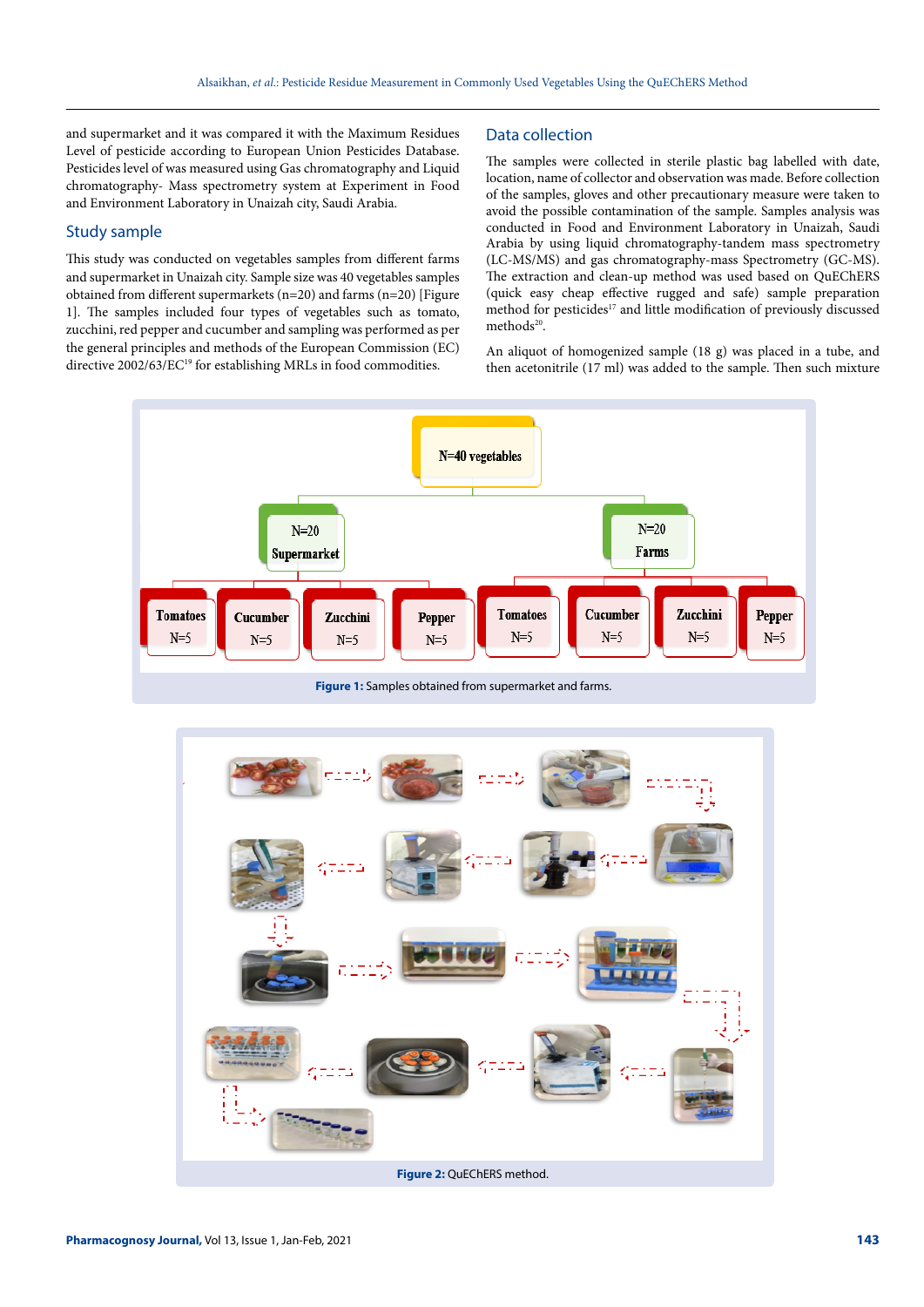and supermarket and it was compared it with the Maximum Residues Level of pesticide according to European Union Pesticides Database. Pesticides level of was measured using Gas chromatography and Liquid chromatography- Mass spectrometry system at Experiment in Food and Environment Laboratory in Unaizah city, Saudi Arabia.

## Study sample

This study was conducted on vegetables samples from different farms and supermarket in Unaizah city. Sample size was 40 vegetables samples obtained from different supermarkets (n=20) and farms (n=20) [Figure 1]. The samples included four types of vegetables such as tomato, zucchini, red pepper and cucumber and sampling was performed as per the general principles and methods of the European Commission (EC) directive 2002/63/EC[19] for establishing MRLs in food commodities.

## Data collection

The samples were collected in sterile plastic bag labelled with date, location, name of collector and observation was made. Before collection of the samples, gloves and other precautionary measure were taken to avoid the possible contamination of the sample. Samples analysis was conducted in Food and Environment Laboratory in Unaizah, Saudi Arabia by using liquid chromatography-tandem mass spectrometry (LC-MS/MS) and gas chromatography-mass Spectrometry (GC-MS). The extraction and clean-up method was used based on QuEChERS (quick easy cheap effective rugged and safe) sample preparation method for pesticides[17] and little modification of previously discussed methods[20].

An aliquot of homogenized sample (18 g) was placed in a tube, and then acetonitrile (17 ml) was added to the sample. Then such mixture

N=40 vegetables

N=20 Supermarket: Tomatoes N=5, Cucumber N=5, Zucchini N=5, Pepper N=5

N=20 Farms: Tomatoes N=5, Cucumber N=5, Zucchini N=5, Pepper N=5

**Figure 1:** Samples obtained from supermarket and farms.

**Figure 2:** QuEChERS method.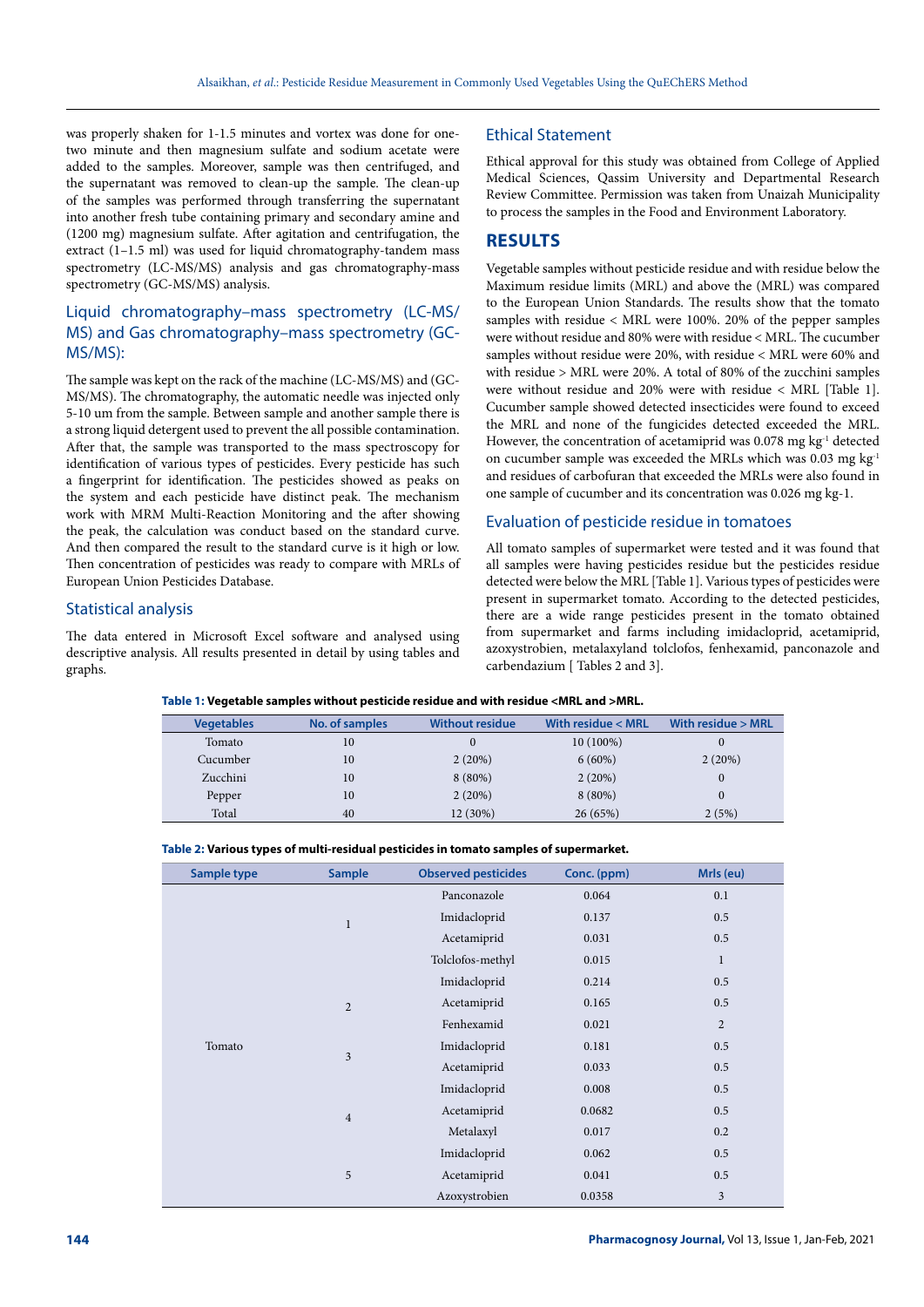was properly shaken for 1-1.5 minutes and vortex was done for one-two minute and then magnesium sulfate and sodium acetate were added to the samples. Moreover, sample was then centrifuged, and the supernatant was removed to clean-up the sample. The clean-up of the samples was performed through transferring the supernatant into another fresh tube containing primary and secondary amine and (1200 mg) magnesium sulfate. After agitation and centrifugation, the extract (1–1.5 ml) was used for liquid chromatography-tandem mass spectrometry (LC-MS/MS) analysis and gas chromatography-mass spectrometry (GC-MS/MS) analysis.

## Liquid chromatography–mass spectrometry (LC-MS/MS) and Gas chromatography–mass spectrometry (GC-MS/MS):

The sample was kept on the rack of the machine (LC-MS/MS) and (GC-MS/MS). The chromatography, the automatic needle was injected only 5-10 um from the sample. Between sample and another sample there is a strong liquid detergent used to prevent the all possible contamination. After that, the sample was transported to the mass spectroscopy for identification of various types of pesticides. Every pesticide has such a fingerprint for identification. The pesticides showed as peaks on the system and each pesticide have distinct peak. The mechanism work with MRM Multi-Reaction Monitoring and the after showing the peak, the calculation was conduct based on the standard curve. And then compared the result to the standard curve is it high or low. Then concentration of pesticides was ready to compare with MRLs of European Union Pesticides Database.

## Statistical analysis

The data entered in Microsoft Excel software and analysed using descriptive analysis. All results presented in detail by using tables and graphs.

## Ethical Statement

Ethical approval for this study was obtained from College of Applied Medical Sciences, Qassim University and Departmental Research Review Committee. Permission was taken from Unaizah Municipality to process the samples in the Food and Environment Laboratory.

# RESULTS

Vegetable samples without pesticide residue and with residue below the Maximum residue limits (MRL) and above the (MRL) was compared to the European Union Standards. The results show that the tomato samples with residue < MRL were 100%. 20% of the pepper samples were without residue and 80% were with residue < MRL. The cucumber samples without residue were 20%, with residue < MRL were 60% and with residue > MRL were 20%. A total of 80% of the zucchini samples were without residue and 20% were with residue < MRL [Table 1]. Cucumber sample showed detected insecticides were found to exceed the MRL and none of the fungicides detected exceeded the MRL. However, the concentration of acetamiprid was 0.078 mg $kg^{-1}$ detected on cucumber sample was exceeded the MRLs which was 0.03 mg $kg^{-1}$ and residues of carbofuran that exceeded the MRLs were also found in one sample of cucumber and its concentration was 0.026 mg kg-1.

## Evaluation of pesticide residue in tomatoes

All tomato samples of supermarket were tested and it was found that all samples were having pesticides residue but the pesticides residue detected were below the MRL [Table 1]. Various types of pesticides were present in supermarket tomato. According to the detected pesticides, there are a wide range pesticides present in the tomato obtained from supermarket and farms including imidacloprid, acetamiprid, azoxystrobien, metalaxyland tolclofos, fenhexamid, panconazole and carbendazium [ Tables 2 and 3].

**Table 1: Vegetable samples without pesticide residue and with residue <MRL and >MRL.**

| Vegetables | No. of samples | Without residue | With residue < MRL | With residue > MRL |
|---|---|---|---|---|
| Tomato | 10 | 0 | 10 (100%) | 0 |
| Cucumber | 10 | 2 (20%) | 6 (60%) | 2 (20%) |
| Zucchini | 10 | 8 (80%) | 2 (20%) | 0 |
| Pepper | 10 | 2 (20%) | 8 (80%) | 0 |
| Total | 40 | 12 (30%) | 26 (65%) | 2 (5%) |

**Table 2: Various types of multi-residual pesticides in tomato samples of supermarket.**

| Sample type | Sample | Observed pesticides | Conc. (ppm) | Mrls (eu) |
|---|---|---|---|---|
| Tomato | 1 | Panconazole | 0.064 | 0.1 |
| | | Imidacloprid | 0.137 | 0.5 |
| | | Acetamiprid | 0.031 | 0.5 |
| | 2 | Tolclofos-methyl | 0.015 | 1 |
| | | Imidacloprid | 0.214 | 0.5 |
| | | Acetamiprid | 0.165 | 0.5 |
| | | Fenhexamid | 0.021 | 2 |
| | 3 | Imidacloprid | 0.181 | 0.5 |
| | | Acetamiprid | 0.033 | 0.5 |
| | 4 | Imidacloprid | 0.008 | 0.5 |
| | | Acetamiprid | 0.0682 | 0.5 |
| | | Metalaxyl | 0.017 | 0.2 |
| | 5 | Imidacloprid | 0.062 | 0.5 |
| | | Acetamiprid | 0.041 | 0.5 |
| | | Azoxystrobien | 0.0358 | 3 |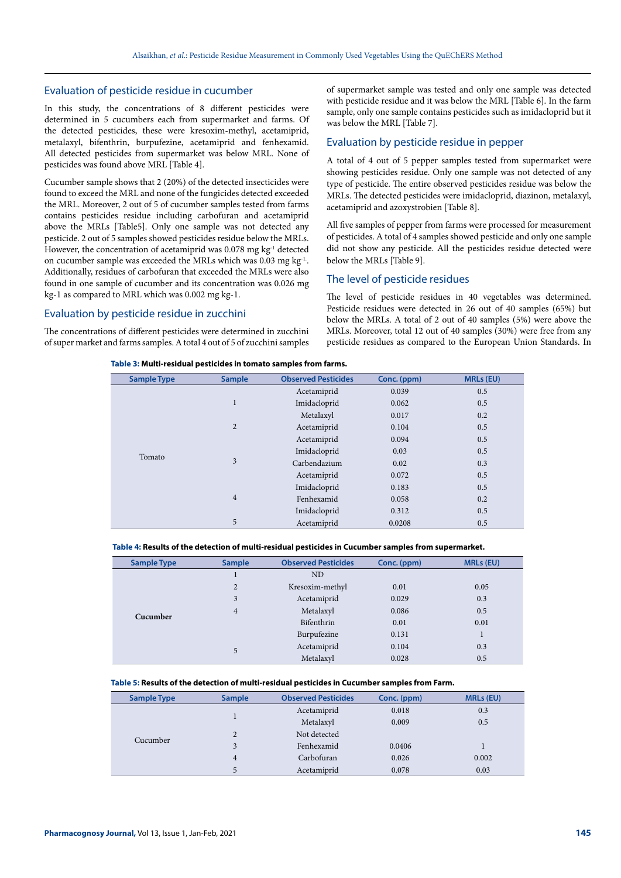## Evaluation of pesticide residue in cucumber

In this study, the concentrations of 8 different pesticides were determined in 5 cucumbers each from supermarket and farms. Of the detected pesticides, these were kresoxim-methyl, acetamiprid, metalaxyl, bifenthrin, burpufezine, acetamiprid and fenhexamid. All detected pesticides from supermarket was below MRL. None of pesticides was found above MRL [Table 4].

Cucumber sample shows that 2 (20%) of the detected insecticides were found to exceed the MRL and none of the fungicides detected exceeded the MRL. Moreover, 2 out of 5 of cucumber samples tested from farms contains pesticides residue including carbofuran and acetamiprid above the MRLs [Table5]. Only one sample was not detected any pesticide. 2 out of 5 samples showed pesticides residue below the MRLs. However, the concentration of acetamiprid was 0.078 mg kg$^{-1}$ detected on cucumber sample was exceeded the MRLs which was 0.03 mg kg$^{-1}$. Additionally, residues of carbofuran that exceeded the MRLs were also found in one sample of cucumber and its concentration was 0.026 mg kg-1 as compared to MRL which was 0.002 mg kg-1.

## Evaluation by pesticide residue in zucchini

The concentrations of different pesticides were determined in zucchini of super market and farms samples. A total 4 out of 5 of zucchini samples of supermarket sample was tested and only one sample was detected with pesticide residue and it was below the MRL [Table 6]. In the farm sample, only one sample contains pesticides such as imidacloprid but it was below the MRL [Table 7].

## Evaluation by pesticide residue in pepper

A total of 4 out of 5 pepper samples tested from supermarket were showing pesticides residue. Only one sample was not detected of any type of pesticide. The entire observed pesticides residue was below the MRLs. The detected pesticides were imidacloprid, diazinon, metalaxyl, acetamiprid and azoxystrobien [Table 8].

All five samples of pepper from farms were processed for measurement of pesticides. A total of 4 samples showed pesticide and only one sample did not show any pesticide. All the pesticides residue detected were below the MRLs [Table 9].

## The level of pesticide residues

The level of pesticide residues in 40 vegetables was determined. Pesticide residues were detected in 26 out of 40 samples (65%) but below the MRLs. A total of 2 out of 40 samples (5%) were above the MRLs. Moreover, total 12 out of 40 samples (30%) were free from any pesticide residues as compared to the European Union Standards. In

**Table 3: Multi-residual pesticides in tomato samples from farms.**

| Sample Type | Sample | Observed Pesticides | Conc. (ppm) | MRLs (EU) |
|---|---|---|---|---|
| Tomato | 1 | Acetamiprid | 0.039 | 0.5 |
| | | Imidacloprid | 0.062 | 0.5 |
| | | Metalaxyl | 0.017 | 0.2 |
| | 2 | Acetamiprid | 0.104 | 0.5 |
| | 3 | Acetamiprid | 0.094 | 0.5 |
| | | Imidacloprid | 0.03 | 0.5 |
| | | Carbendazium | 0.02 | 0.3 |
| | | Acetamiprid | 0.072 | 0.5 |
| | 4 | Imidacloprid | 0.183 | 0.5 |
| | | Fenhexamid | 0.058 | 0.2 |
| | 5 | Imidacloprid | 0.312 | 0.5 |
| | | Acetamiprid | 0.0208 | 0.5 |

**Table 4: Results of the detection of multi-residual pesticides in Cucumber samples from supermarket.**

| Sample Type | Sample | Observed Pesticides | Conc. (ppm) | MRLs (EU) |
|---|---|---|---|---|
| **Cucumber** | 1 | ND | | |
| | 2 | Kresoxim-methyl | 0.01 | 0.05 |
| | 3 | Acetamiprid | 0.029 | 0.3 |
| | 4 | Metalaxyl | 0.086 | 0.5 |
| | | Bifenthrin | 0.01 | 0.01 |
| | 5 | Burpufezine | 0.131 | 1 |
| | | Acetamiprid | 0.104 | 0.3 |
| | | Metalaxyl | 0.028 | 0.5 |

**Table 5: Results of the detection of multi-residual pesticides in Cucumber samples from Farm.**

| Sample Type | Sample | Observed Pesticides | Conc. (ppm) | MRLs (EU) |
|---|---|---|---|---|
| Cucumber | 1 | Acetamiprid | 0.018 | 0.3 |
| | | Metalaxyl | 0.009 | 0.5 |
| | 2 | Not detected | | |
| | 3 | Fenhexamid | 0.0406 | 1 |
| | 4 | Carbofuran | 0.026 | 0.002 |
| | 5 | Acetamiprid | 0.078 | 0.03 |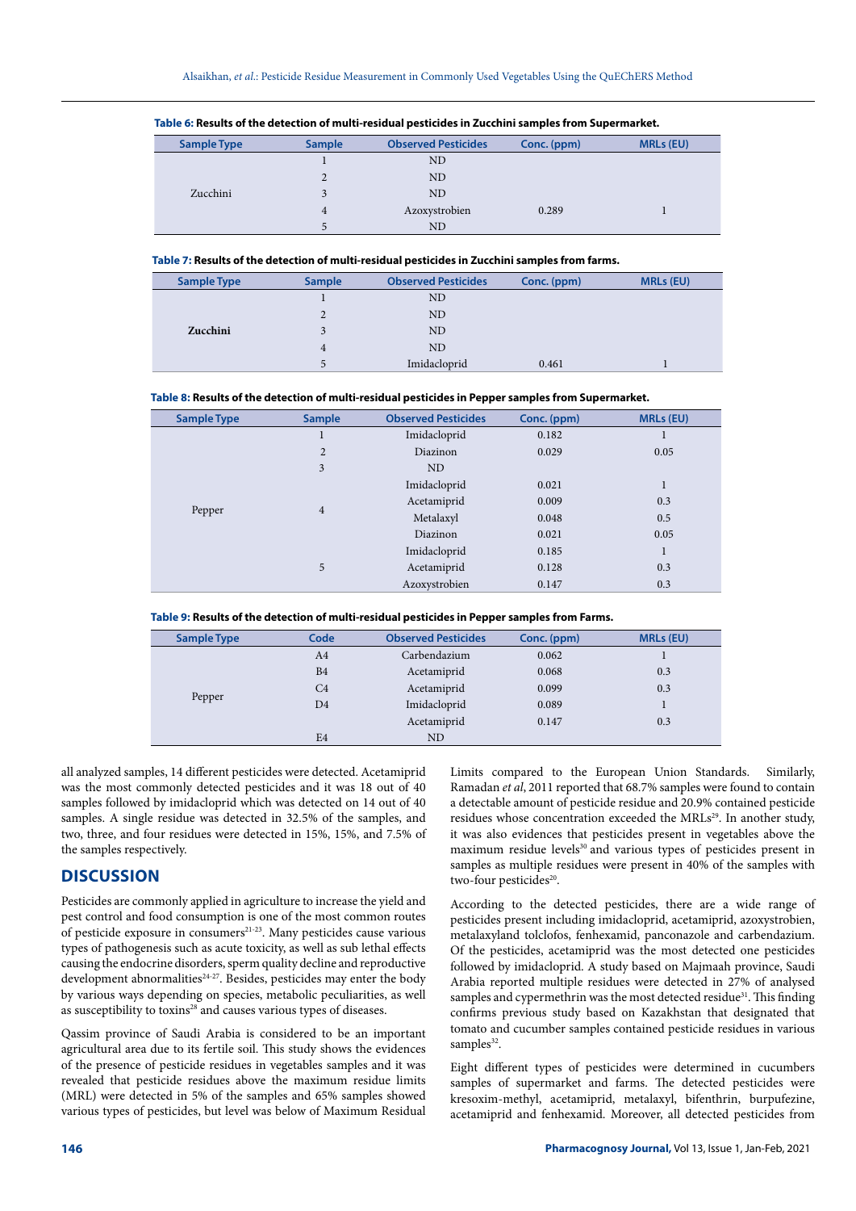**Table 6: Results of the detection of multi-residual pesticides in Zucchini samples from Supermarket.**

| Sample Type | Sample | Observed Pesticides | Conc. (ppm) | MRLs (EU) |
|---|---|---|---|---|
| Zucchini | 1 | ND | | |
| | 2 | ND | | |
| | 3 | ND | | |
| | 4 | Azoxystrobien | 0.289 | 1 |
| | 5 | ND | | |

**Table 7: Results of the detection of multi-residual pesticides in Zucchini samples from farms.**

| Sample Type | Sample | Observed Pesticides | Conc. (ppm) | MRLs (EU) |
|---|---|---|---|---|
| **Zucchini** | 1 | ND | | |
| | 2 | ND | | |
| | 3 | ND | | |
| | 4 | ND | | |
| | 5 | Imidacloprid | 0.461 | 1 |

**Table 8: Results of the detection of multi-residual pesticides in Pepper samples from Supermarket.**

| Sample Type | Sample | Observed Pesticides | Conc. (ppm) | MRLs (EU) |
|---|---|---|---|---|
| Pepper | 1 | Imidacloprid | 0.182 | 1 |
| | 2 | Diazinon | 0.029 | 0.05 |
| | 3 | ND | | |
| | 4 | Imidacloprid | 0.021 | 1 |
| | | Acetamiprid | 0.009 | 0.3 |
| | | Metalaxyl | 0.048 | 0.5 |
| | | Diazinon | 0.021 | 0.05 |
| | 5 | Imidacloprid | 0.185 | 1 |
| | | Acetamiprid | 0.128 | 0.3 |
| | | Azoxystrobien | 0.147 | 0.3 |

**Table 9: Results of the detection of multi-residual pesticides in Pepper samples from Farms.**

| Sample Type | Code | Observed Pesticides | Conc. (ppm) | MRLs (EU) |
|---|---|---|---|---|
| Pepper | A4 | Carbendazium | 0.062 | 1 |
| | B4 | Acetamiprid | 0.068 | 0.3 |
| | C4 | Acetamiprid | 0.099 | 0.3 |
| | D4 | Imidacloprid | 0.089 | 1 |
| | | Acetamiprid | 0.147 | 0.3 |
| | E4 | ND | | |

all analyzed samples, 14 different pesticides were detected. Acetamiprid was the most commonly detected pesticides and it was 18 out of 40 samples followed by imidacloprid which was detected on 14 out of 40 samples. A single residue was detected in 32.5% of the samples, and two, three, and four residues were detected in 15%, 15%, and 7.5% of the samples respectively.

## DISCUSSION

Pesticides are commonly applied in agriculture to increase the yield and pest control and food consumption is one of the most common routes of pesticide exposure in consumers[21-23]. Many pesticides cause various types of pathogenesis such as acute toxicity, as well as sub lethal effects causing the endocrine disorders, sperm quality decline and reproductive development abnormalities[24-27]. Besides, pesticides may enter the body by various ways depending on species, metabolic peculiarities, as well as susceptibility to toxins[28] and causes various types of diseases.

Qassim province of Saudi Arabia is considered to be an important agricultural area due to its fertile soil. This study shows the evidences of the presence of pesticide residues in vegetables samples and it was revealed that pesticide residues above the maximum residue limits (MRL) were detected in 5% of the samples and 65% samples showed various types of pesticides, but level was below of Maximum Residual Limits compared to the European Union Standards. Similarly, Ramadan *et al*, 2011 reported that 68.7% samples were found to contain a detectable amount of pesticide residue and 20.9% contained pesticide residues whose concentration exceeded the MRLs[29]. In another study, it was also evidences that pesticides present in vegetables above the maximum residue levels[30] and various types of pesticides present in samples as multiple residues were present in 40% of the samples with two-four pesticides[20].

According to the detected pesticides, there are a wide range of pesticides present including imidacloprid, acetamiprid, azoxystrobien, metalaxyland tolclofos, fenhexamid, panconazole and carbendazium. Of the pesticides, acetamiprid was the most detected one pesticides followed by imidacloprid. A study based on Majmaah province, Saudi Arabia reported multiple residues were detected in 27% of analysed samples and cypermethrin was the most detected residue[31]. This finding confirms previous study based on Kazakhstan that designated that tomato and cucumber samples contained pesticide residues in various samples[32].

Eight different types of pesticides were determined in cucumbers samples of supermarket and farms. The detected pesticides were kresoxim-methyl, acetamiprid, metalaxyl, bifenthrin, burpufezine, acetamiprid and fenhexamid. Moreover, all detected pesticides from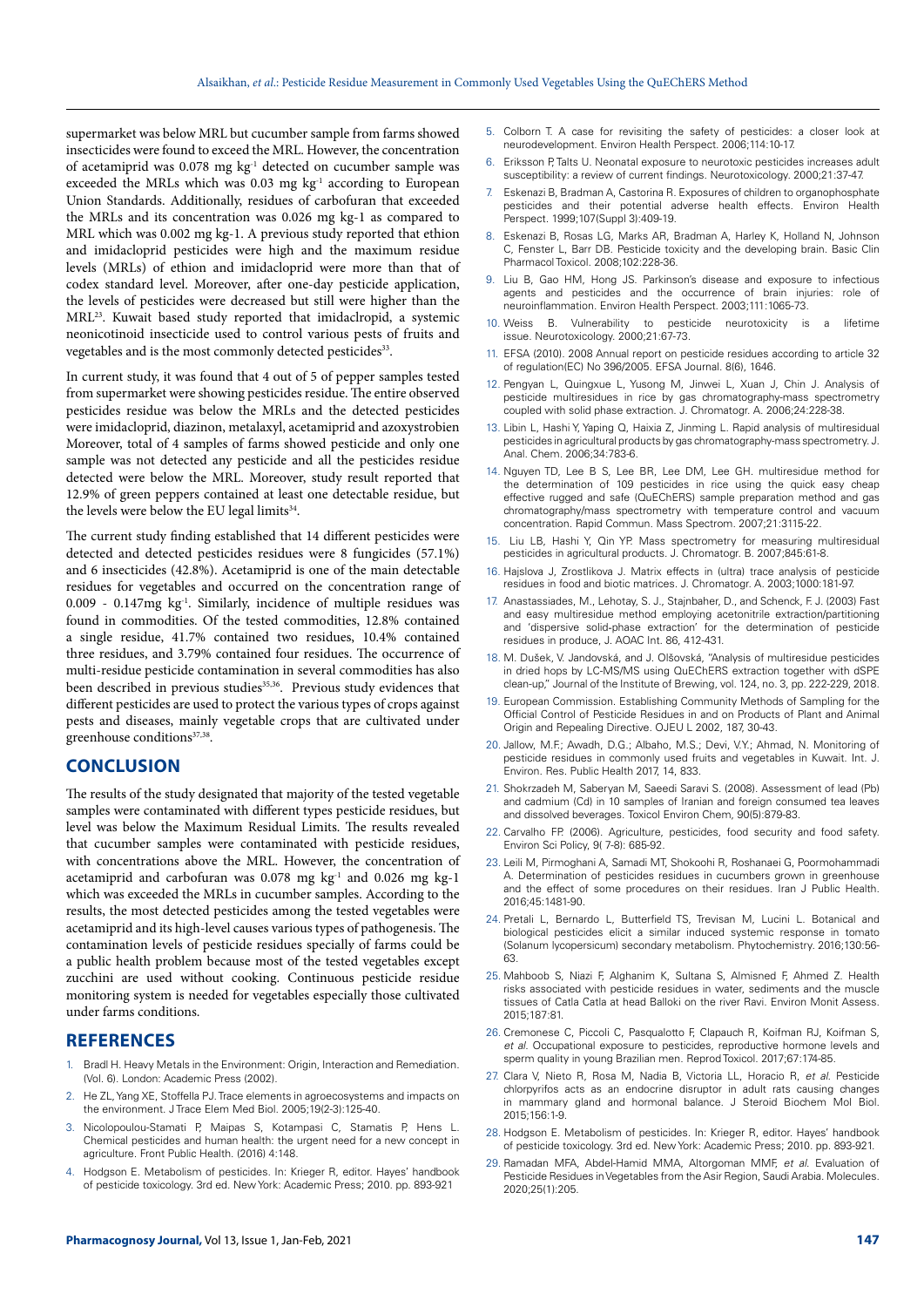supermarket was below MRL but cucumber sample from farms showed insecticides were found to exceed the MRL. However, the concentration of acetamiprid was 0.078 mg kg$^{-1}$ detected on cucumber sample was exceeded the MRLs which was 0.03 mg kg$^{-1}$ according to European Union Standards. Additionally, residues of carbofuran that exceeded the MRLs and its concentration was 0.026 mg kg-1 as compared to MRL which was 0.002 mg kg-1. A previous study reported that ethion and imidacloprid pesticides were high and the maximum residue levels (MRLs) of ethion and imidacloprid were more than that of codex standard level. Moreover, after one-day pesticide application, the levels of pesticides were decreased but still were higher than the MRL[23]. Kuwait based study reported that imidaclropid, a systemic neonicotinoid insecticide used to control various pests of fruits and vegetables and is the most commonly detected pesticides[33].

In current study, it was found that 4 out of 5 of pepper samples tested from supermarket were showing pesticides residue. The entire observed pesticides residue was below the MRLs and the detected pesticides were imidacloprid, diazinon, metalaxyl, acetamiprid and azoxystrobien Moreover, total of 4 samples of farms showed pesticide and only one sample was not detected any pesticide and all the pesticides residue detected were below the MRL. Moreover, study result reported that 12.9% of green peppers contained at least one detectable residue, but the levels were below the EU legal limits[34].

The current study finding established that 14 different pesticides were detected and detected pesticides residues were 8 fungicides (57.1%) and 6 insecticides (42.8%). Acetamiprid is one of the main detectable residues for vegetables and occurred on the concentration range of 0.009 - 0.147mg kg$^{-1}$. Similarly, incidence of multiple residues was found in commodities. Of the tested commodities, 12.8% contained a single residue, 41.7% contained two residues, 10.4% contained three residues, and 3.79% contained four residues. The occurrence of multi-residue pesticide contamination in several commodities has also been described in previous studies[35,36]. Previous study evidences that different pesticides are used to protect the various types of crops against pests and diseases, mainly vegetable crops that are cultivated under greenhouse conditions[37,38].

## CONCLUSION

The results of the study designated that majority of the tested vegetable samples were contaminated with different types pesticide residues, but level was below the Maximum Residual Limits. The results revealed that cucumber samples were contaminated with pesticide residues, with concentrations above the MRL. However, the concentration of acetamiprid and carbofuran was 0.078 mg kg$^{-1}$ and 0.026 mg kg-1 which was exceeded the MRLs in cucumber samples. According to the results, the most detected pesticides among the tested vegetables were acetamiprid and its high-level causes various types of pathogenesis. The contamination levels of pesticide residues specially of farms could be a public health problem because most of the tested vegetables except zucchini are used without cooking. Continuous pesticide residue monitoring system is needed for vegetables especially those cultivated under farms conditions.

## REFERENCES

1. Bradl H. Heavy Metals in the Environment: Origin, Interaction and Remediation. (Vol. 6). London: Academic Press (2002).
2. He ZL, Yang XE, Stoffella PJ. Trace elements in agroecosystems and impacts on the environment. J Trace Elem Med Biol. 2005;19(2-3):125-40.
3. Nicolopoulou-Stamati P, Maipas S, Kotampasi C, Stamatis P, Hens L. Chemical pesticides and human health: the urgent need for a new concept in agriculture. Front Public Health. (2016) 4:148.
4. Hodgson E. Metabolism of pesticides. In: Krieger R, editor. Hayes' handbook of pesticide toxicology. 3rd ed. New York: Academic Press; 2010. pp. 893-921
5. Colborn T. A case for revisiting the safety of pesticides: a closer look at neurodevelopment. Environ Health Perspect. 2006;114:10-17.
6. Eriksson P, Talts U. Neonatal exposure to neurotoxic pesticides increases adult susceptibility: a review of current findings. Neurotoxicology. 2000;21:37-47.
7. Eskenazi B, Bradman A, Castorina R. Exposures of children to organophosphate pesticides and their potential adverse health effects. Environ Health Perspect. 1999;107(Suppl 3):409-19.
8. Eskenazi B, Rosas LG, Marks AR, Bradman A, Harley K, Holland N, Johnson C, Fenster L, Barr DB. Pesticide toxicity and the developing brain. Basic Clin Pharmacol Toxicol. 2008;102:228-36.
9. Liu B, Gao HM, Hong JS. Parkinson's disease and exposure to infectious agents and pesticides and the occurrence of brain injuries: role of neuroinflammation. Environ Health Perspect. 2003;111:1065-73.
10. Weiss B. Vulnerability to pesticide neurotoxicity is a lifetime issue. Neurotoxicology. 2000;21:67-73.
11. EFSA (2010). 2008 Annual report on pesticide residues according to article 32 of regulation(EC) No 396/2005. EFSA Journal. 8(6), 1646.
12. Pengyan L, Quingxue L, Yusong M, Jinwei L, Xuan J, Chin J. Analysis of pesticide multiresidues in rice by gas chromatography-mass spectrometry coupled with solid phase extraction. J. Chromatogr. A. 2006;24:228-38.
13. Libin L, Hashi Y, Yaping Q, Haixia Z, Jinming L. Rapid analysis of multiresidual pesticides in agricultural products by gas chromatography-mass spectrometry. J. Anal. Chem. 2006;34:783-6.
14. Nguyen TD, Lee B S, Lee BR, Lee DM, Lee GH. multiresidue method for the determination of 109 pesticides in rice using the quick easy cheap effective rugged and safe (QuEChERS) sample preparation method and gas chromatography/mass spectrometry with temperature control and vacuum concentration. Rapid Commun. Mass Spectrom. 2007;21:3115-22.
15. Liu LB, Hashi Y, Qin YP. Mass spectrometry for measuring multiresidual pesticides in agricultural products. J. Chromatogr. B. 2007;845:61-8.
16. Hajslova J, Zrostlikova J. Matrix effects in (ultra) trace analysis of pesticide residues in food and biotic matrices. J. Chromatogr. A. 2003;1000:181-97.
17. Anastassiades, M., Lehotay, S. J., Stajnbaher, D., and Schenck, F. J. (2003) Fast and easy multiresidue method employing acetonitrile extraction/partitioning and 'dispersive solid-phase extraction' for the determination of pesticide residues in produce, J. AOAC Int. 86, 412-431.
18. M. Dušek, V. Jandovská, and J. Olšovská, "Analysis of multiresidue pesticides in dried hops by LC-MS/MS using QuEChERS extraction together with dSPE clean-up," Journal of the Institute of Brewing, vol. 124, no. 3, pp. 222-229, 2018.
19. European Commission. Establishing Community Methods of Sampling for the Official Control of Pesticide Residues in and on Products of Plant and Animal Origin and Repealing Directive. OJEU L 2002, 187, 30-43.
20. Jallow, M.F.; Awadh, D.G.; Albaho, M.S.; Devi, V.Y.; Ahmad, N. Monitoring of pesticide residues in commonly used fruits and vegetables in Kuwait. Int. J. Environ. Res. Public Health 2017, 14, 833.
21. Shokrzadeh M, Saberyan M, Saeedi Saravi S. (2008). Assessment of lead (Pb) and cadmium (Cd) in 10 samples of Iranian and foreign consumed tea leaves and dissolved beverages. Toxicol Environ Chem, 90(5):879-83.
22. Carvalho FP. (2006). Agriculture, pesticides, food security and food safety. Environ Sci Policy, 9( 7-8): 685-92.
23. Leili M, Pirmoghani A, Samadi MT, Shokoohi R, Roshanaei G, Poormohammadi A. Determination of pesticides residues in cucumbers grown in greenhouse and the effect of some procedures on their residues. Iran J Public Health. 2016;45:1481-90.
24. Pretali L, Bernardo L, Butterfield TS, Trevisan M, Lucini L. Botanical and biological pesticides elicit a similar induced systemic response in tomato (Solanum lycopersicum) secondary metabolism. Phytochemistry. 2016;130:56-63.
25. Mahboob S, Niazi F, Alghanim K, Sultana S, Almisned F, Ahmed Z. Health risks associated with pesticide residues in water, sediments and the muscle tissues of Catla Catla at head Balloki on the river Ravi. Environ Monit Assess. 2015;187:81.
26. Cremonese C, Piccoli C, Pasqualotto F, Clapauch R, Koifman RJ, Koifman S, *et al.* Occupational exposure to pesticides, reproductive hormone levels and sperm quality in young Brazilian men. Reprod Toxicol. 2017;67:174-85.
27. Clara V, Nieto R, Rosa M, Nadia B, Victoria LL, Horacio R, *et al.* Pesticide chlorpyrifos acts as an endocrine disruptor in adult rats causing changes in mammary gland and hormonal balance. J Steroid Biochem Mol Biol. 2015;156:1-9.
28. Hodgson E. Metabolism of pesticides. In: Krieger R, editor. Hayes' handbook of pesticide toxicology. 3rd ed. New York: Academic Press; 2010. pp. 893-921.
29. Ramadan MFA, Abdel-Hamid MMA, Altorgoman MMF, *et al.* Evaluation of Pesticide Residues in Vegetables from the Asir Region, Saudi Arabia. Molecules. 2020;25(1):205.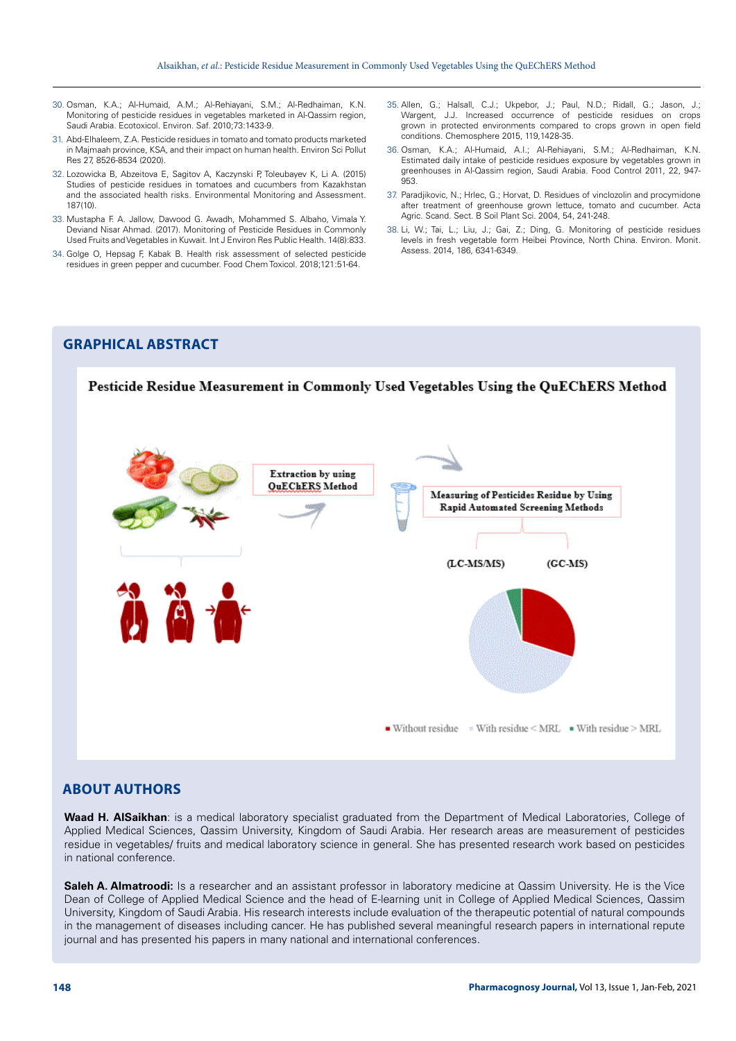30. Osman, K.A.; Al-Humaid, A.M.; Al-Rehiayani, S.M.; Al-Redhaiman, K.N. Monitoring of pesticide residues in vegetables marketed in Al-Qassim region, Saudi Arabia. Ecotoxicol. Environ. Saf. 2010;73:1433-9.
31. Abd-Elhaleem, Z.A. Pesticide residues in tomato and tomato products marketed in Majmaah province, KSA, and their impact on human health. Environ Sci Pollut Res 27, 8526-8534 (2020).
32. Lozowicka B, Abzeitova E, Sagitov A, Kaczynski P, Toleubayev K, Li A. (2015) Studies of pesticide residues in tomatoes and cucumbers from Kazakhstan and the associated health risks. Environmental Monitoring and Assessment. 187(10).
33. Mustapha F. A. Jallow, Dawood G. Awadh, Mohammed S. Albaho, Vimala Y. Deviand Nisar Ahmad. (2017). Monitoring of Pesticide Residues in Commonly Used Fruits and Vegetables in Kuwait. Int J Environ Res Public Health. 14(8):833.
34. Golge O, Hepsag F, Kabak B. Health risk assessment of selected pesticide residues in green pepper and cucumber. Food Chem Toxicol. 2018;121:51-64.
35. Allen, G.; Halsall, C.J.; Ukpebor, J.; Paul, N.D.; Ridall, G.; Jason, J.; Wargent, J.J. Increased occurrence of pesticide residues on crops grown in protected environments compared to crops grown in open field conditions. Chemosphere 2015, 119,1428-35.
36. Osman, K.A.; Al-Humaid, A.I.; Al-Rehiayani, S.M.; Al-Redhaiman, K.N. Estimated daily intake of pesticide residues exposure by vegetables grown in greenhouses in Al-Qassim region, Saudi Arabia. Food Control 2011, 22, 947-953.
37. Paradjikovic, N.; Hrlec, G.; Horvat, D. Residues of vinclozolin and procymidone after treatment of greenhouse grown lettuce, tomato and cucumber. Acta Agric. Scand. Sect. B Soil Plant Sci. 2004, 54, 241-248.
38. Li, W.; Tai, L.; Liu, J.; Gai, Z.; Ding, G. Monitoring of pesticide residues levels in fresh vegetable form Heibei Province, North China. Environ. Monit. Assess. 2014, 186, 6341-6349.

## GRAPHICAL ABSTRACT

**Pesticide Residue Measurement in Commonly Used Vegetables Using the QuEChERS Method**

Extraction by using QuEChERS Method

Measuring of Pesticides Residue by Using Rapid Automated Screening Methods

(LC-MS/MS) (GC-MS)

Without residue · With residue < MRL · With residue > MRL

## ABOUT AUTHORS

**Waad H. AlSaikhan**: is a medical laboratory specialist graduated from the Department of Medical Laboratories, College of Applied Medical Sciences, Qassim University, Kingdom of Saudi Arabia. Her research areas are measurement of pesticides residue in vegetables/ fruits and medical laboratory science in general. She has presented research work based on pesticides in national conference.

**Saleh A. Almatroodi**: Is a researcher and an assistant professor in laboratory medicine at Qassim University. He is the Vice Dean of College of Applied Medical Science and the head of E-learning unit in College of Applied Medical Sciences, Qassim University, Kingdom of Saudi Arabia. His research interests include evaluation of the therapeutic potential of natural compounds in the management of diseases including cancer. He has published several meaningful research papers in international repute journal and has presented his papers in many national and international conferences.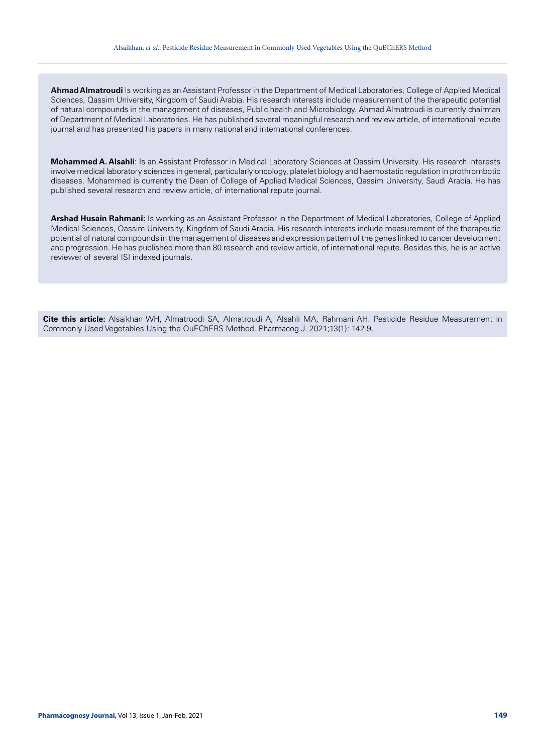**Ahmad Almatroudi** Is working as an Assistant Professor in the Department of Medical Laboratories, College of Applied Medical Sciences, Qassim University, Kingdom of Saudi Arabia. His research interests include measurement of the therapeutic potential of natural compounds in the management of diseases, Public health and Microbiology. Ahmad Almatroudi is currently chairman of Department of Medical Laboratories. He has published several meaningful research and review article, of international repute journal and has presented his papers in many national and international conferences.

**Mohammed A. Alsahli**: Is an Assistant Professor in Medical Laboratory Sciences at Qassim University. His research interests involve medical laboratory sciences in general, particularly oncology, platelet biology and haemostatic regulation in prothrombotic diseases. Mohammed is currently the Dean of College of Applied Medical Sciences, Qassim University, Saudi Arabia. He has published several research and review article, of international repute journal.

**Arshad Husain Rahmani:** Is working as an Assistant Professor in the Department of Medical Laboratories, College of Applied Medical Sciences, Qassim University, Kingdom of Saudi Arabia. His research interests include measurement of the therapeutic potential of natural compounds in the management of diseases and expression pattern of the genes linked to cancer development and progression. He has published more than 80 research and review article, of international repute. Besides this, he is an active reviewer of several ISI indexed journals.

**Cite this article:** Alsaikhan WH, Almatroodi SA, Almatroudi A, Alsahli MA, Rahmani AH. Pesticide Residue Measurement in Commonly Used Vegetables Using the QuEChERS Method. Pharmacog J. 2021;13(1): 142-9.